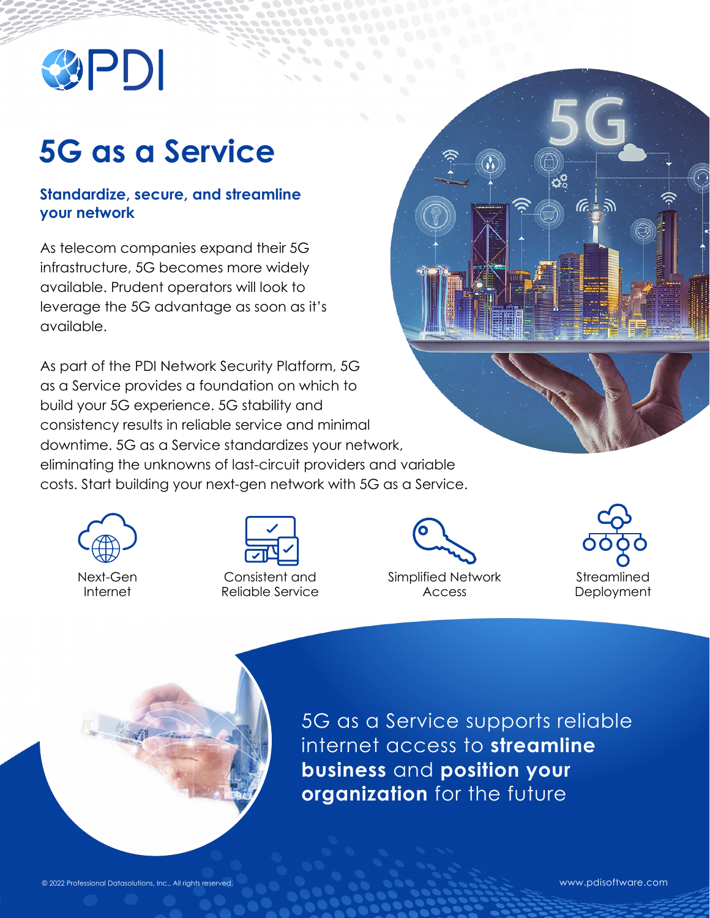PDI

# 5G as a Service

## Standardize, secure, and streamline your network

As telecom companies expand their 5G infrastructure, 5G becomes more widely available. Prudent operators will look to leverage the 5G advantage as soon as it's available.

As part of the PDI Network Security Platform, 5G as a Service provides a foundation on which to build your 5G experience. 5G stability and consistency results in reliable service and minimal downtime. 5G as a Service standardizes your network, eliminating the unknowns of last-circuit providers and variable costs. Start building your next-gen network with 5G as a Service.

- Next-Gen Internet
- Consistent and Reliable Service
- Simplified Network Access
- Streamlined Deployment

5G as a Service supports reliable internet access to **streamline business** and **position your organization** for the future

© 2022 Professional Datasolutions, Inc., All rights reserved.

www.pdisoftware.com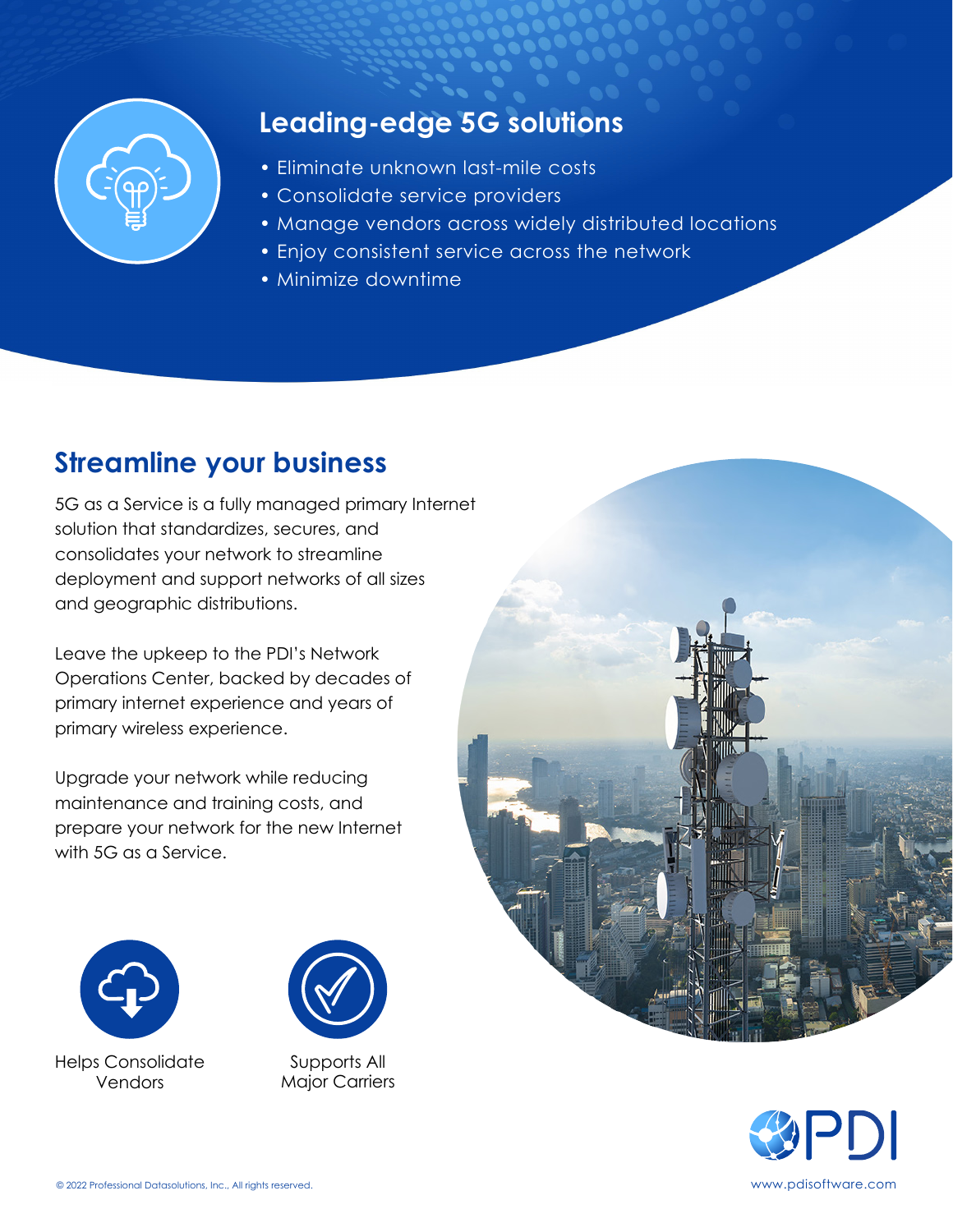## Leading-edge 5G solutions

- Eliminate unknown last-mile costs
- Consolidate service providers
- Manage vendors across widely distributed locations
- Enjoy consistent service across the network
- Minimize downtime

## Streamline your business

5G as a Service is a fully managed primary Internet solution that standardizes, secures, and consolidates your network to streamline deployment and support networks of all sizes and geographic distributions.

Leave the upkeep to the PDI's Network Operations Center, backed by decades of primary internet experience and years of primary wireless experience.

Upgrade your network while reducing maintenance and training costs, and prepare your network for the new Internet with 5G as a Service.

Helps Consolidate Vendors

Supports All Major Carriers

PDI

© 2022 Professional Datasolutions, Inc., All rights reserved.

www.pdisoftware.com